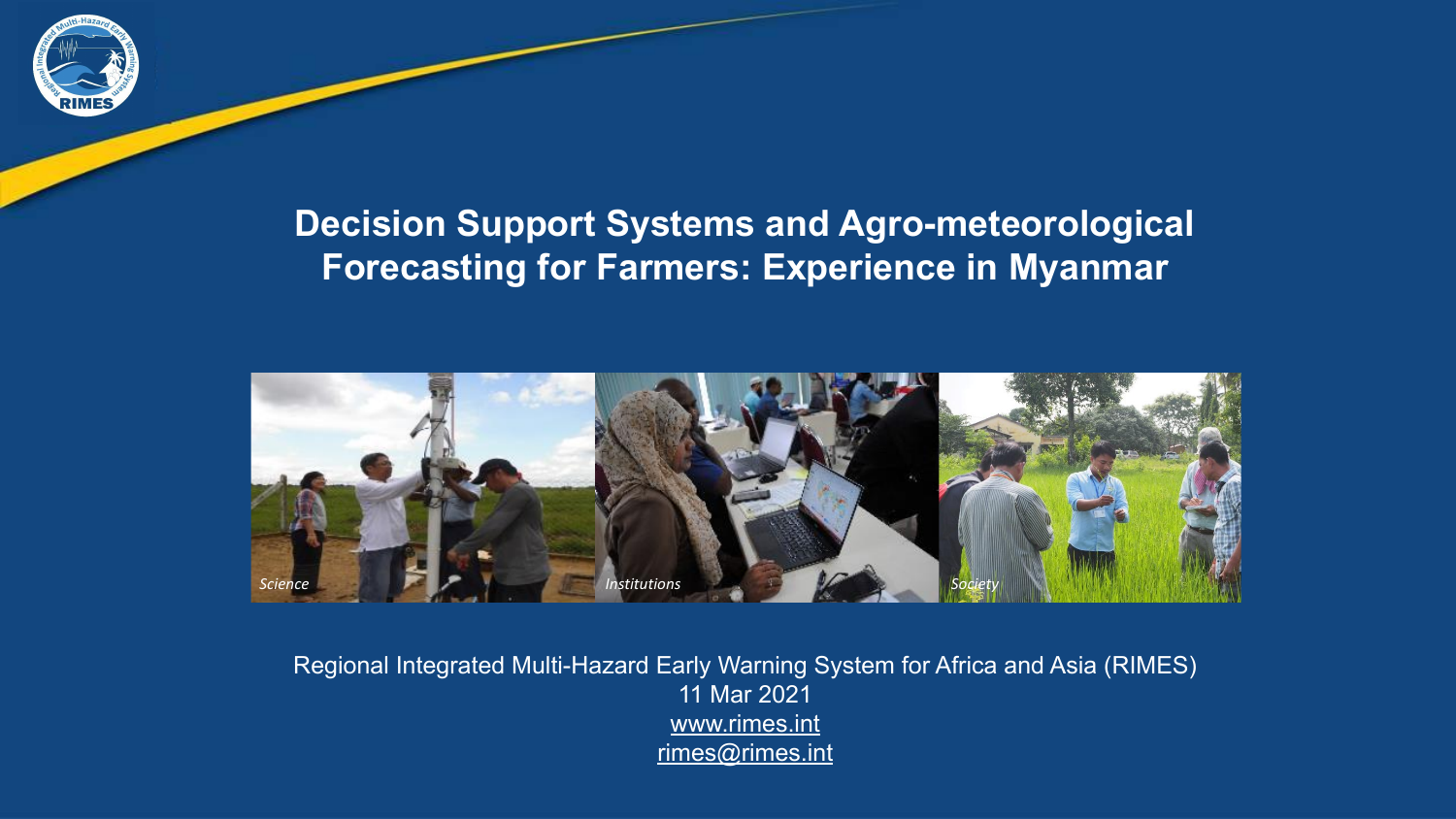# Decision Support Systems and Agro-meteorological Forecasting for Farmers: Experience in Myanmar

*Science* *Institutions* *Society*

Regional Integrated Multi-Hazard Early Warning System for Africa and Asia (RIMES)
11 Mar 2021
www.rimes.int
rimes@rimes.int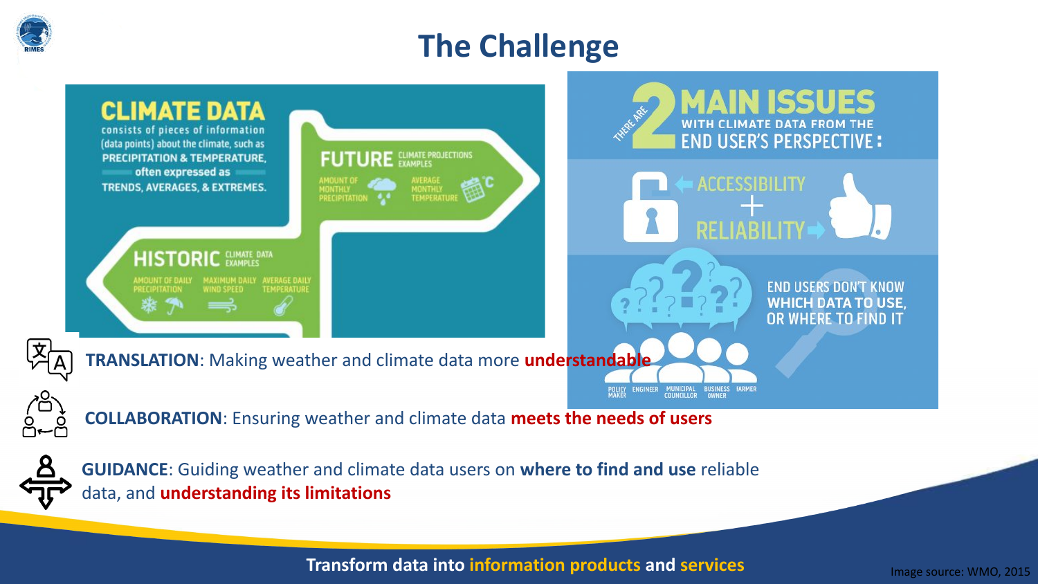# The Challenge

**CLIMATE DATA** consists of pieces of information (data points) about the climate, such as **PRECIPITATION & TEMPERATURE**, often expressed as **TRENDS, AVERAGES, & EXTREMES.**

**HISTORIC** CLIMATE DATA EXAMPLES: AMOUNT OF DAILY PRECIPITATION, MAXIMUM DAILY WIND SPEED, AVERAGE DAILY TEMPERATURE

**FUTURE** CLIMATE PROJECTIONS EXAMPLES: AMOUNT OF MONTHLY PRECIPITATION, AVERAGE MONTHLY TEMPERATURE

THERE ARE **2 MAIN ISSUES** WITH CLIMATE DATA FROM THE END USER'S PERSPECTIVE:

- ACCESSIBILITY + RELIABILITY
- END USERS DON'T KNOW WHICH DATA TO USE, OR WHERE TO FIND IT

POLICY MAKER, ENGINEER, MUNICIPAL COUNCILLOR, BUSINESS OWNER, FARMER

**TRANSLATION**: Making weather and climate data more **understandable**

**COLLABORATION**: Ensuring weather and climate data **meets the needs of users**

**GUIDANCE**: Guiding weather and climate data users on **where to find and use** reliable data, and **understanding its limitations**

**Transform data into information products and services**

Image source: WMO, 2015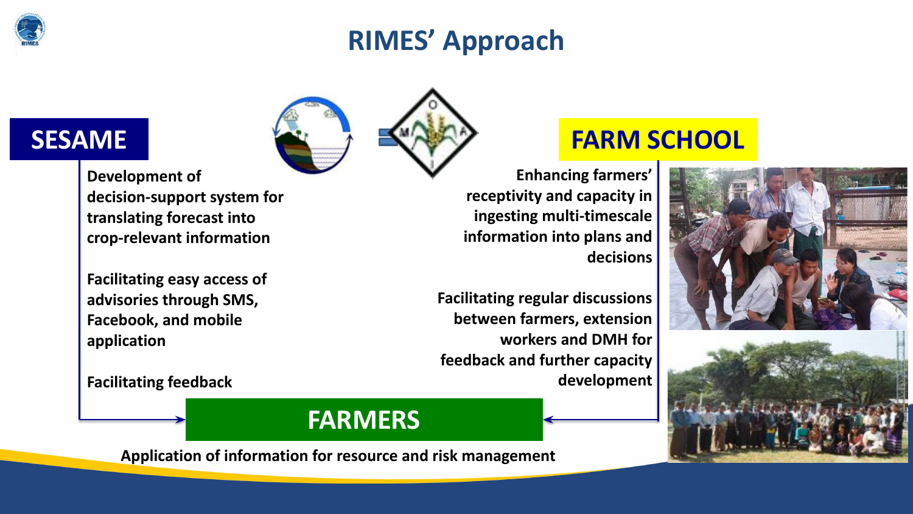# RIMES' Approach

## SESAME

**Development of decision-support system for translating forecast into crop-relevant information**

**Facilitating easy access of advisories through SMS, Facebook, and mobile application**

**Facilitating feedback**

## FARM SCHOOL

**Enhancing farmers' receptivity and capacity in ingesting multi-timescale information into plans and decisions**

**Facilitating regular discussions between farmers, extension workers and DMH for feedback and further capacity development**

## FARMERS

**Application of information for resource and risk management**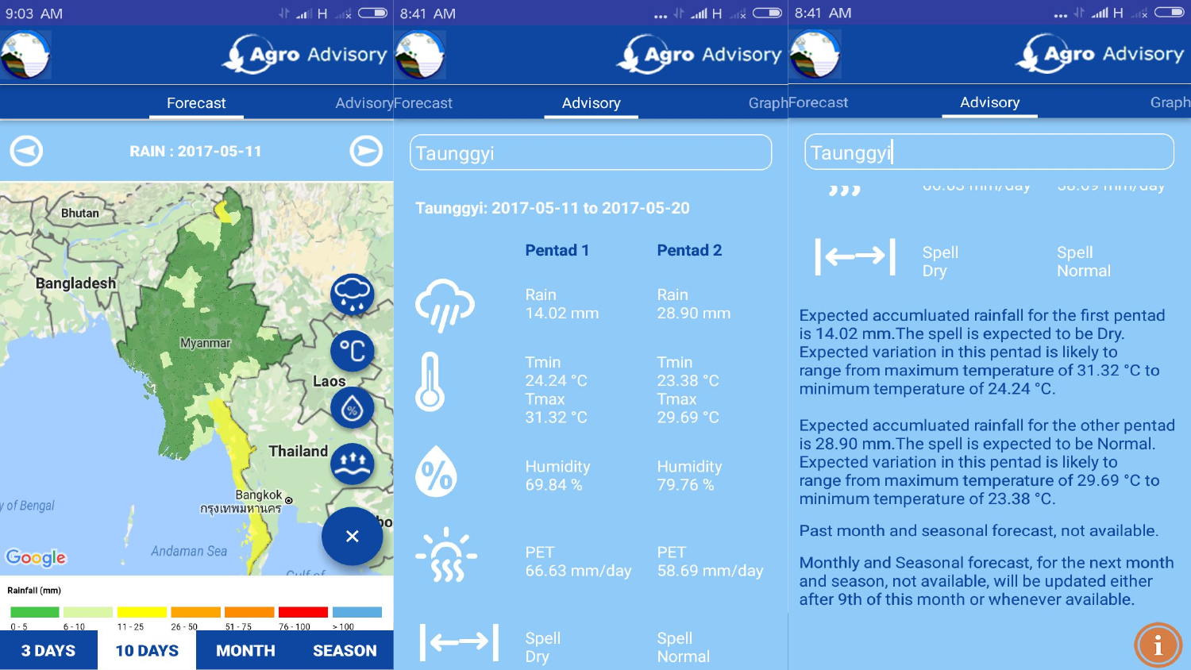9:03 AM

Agro Advisory

Forecast | Advisory

RAIN : 2017-05-11

Bhutan

Bangladesh

Myanmar

Laos

Thailand

Bangkok
กรุงเทพมหานคร

of Bengal

Andaman Sea

Rainfall (mm)

| 0 - 5 | 6 - 10 | 11 - 25 | 26 - 50 | 51 - 75 | 76 - 100 | > 100 |
|---|---|---|---|---|---|---|

3 DAYS | 10 DAYS | MONTH | SEASON

8:41 AM

Agro Advisory

Forecast | Advisory | Graph

Taunggyi

**Taunggyi: 2017-05-11 to 2017-05-20**

| | Pentad 1 | Pentad 2 |
|---|---|---|
| | Rain 14.02 mm | Rain 28.90 mm |
| | Tmin 24.24 °C Tmax 31.32 °C | Tmin 23.38 °C Tmax 29.69 °C |
| | Humidity 69.84 % | Humidity 79.76 % |
| | PET 66.63 mm/day | PET 58.69 mm/day |
| | Spell Dry | Spell Normal |

8:41 AM

Agro Advisory

Forecast | Advisory | Graph

Taunggyi

| | Spell Dry | Spell Normal |
|---|---|---|

Expected accumlulated rainfall for the first pentad is 14.02 mm.The spell is expected to be Dry. Expected variation in this pentad is likely to range from maximum temperature of 31.32 °C to minimum temperature of 24.24 °C.

Expected accumulated rainfall for the other pentad is 28.90 mm.The spell is expected to be Normal. Expected variation in this pentad is likely to range from maximum temperature of 29.69 °C to minimum temperature of 23.38 °C.

Past month and seasonal forecast, not available.

Monthly and Seasonal forecast, for the next month and season, not available, will be updated either after 9th of this month or whenever available.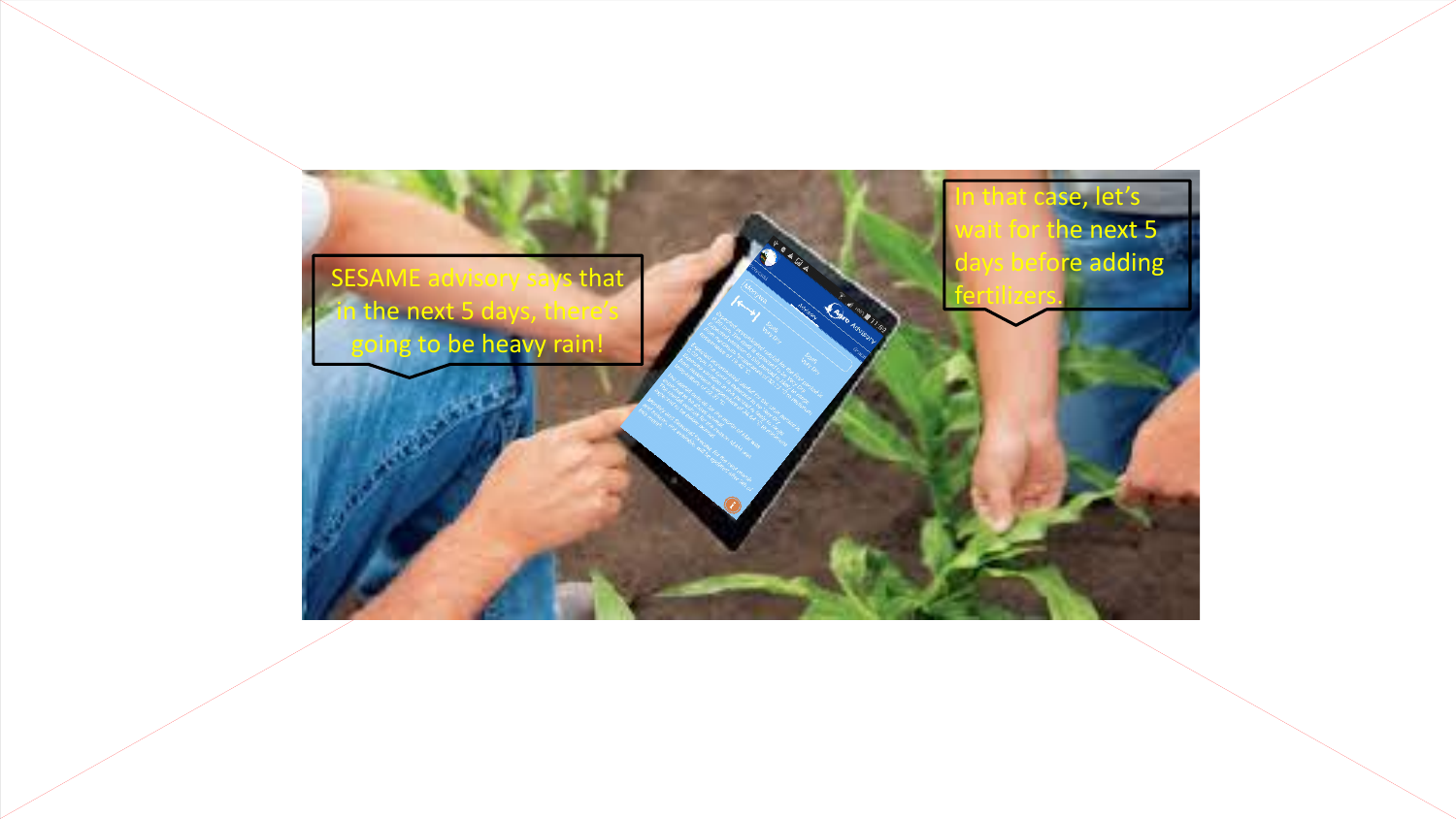SESAME advisory says that in the next 5 days, there's going to be heavy rain!

In that case, let's wait for the next 5 days before adding fertilizers.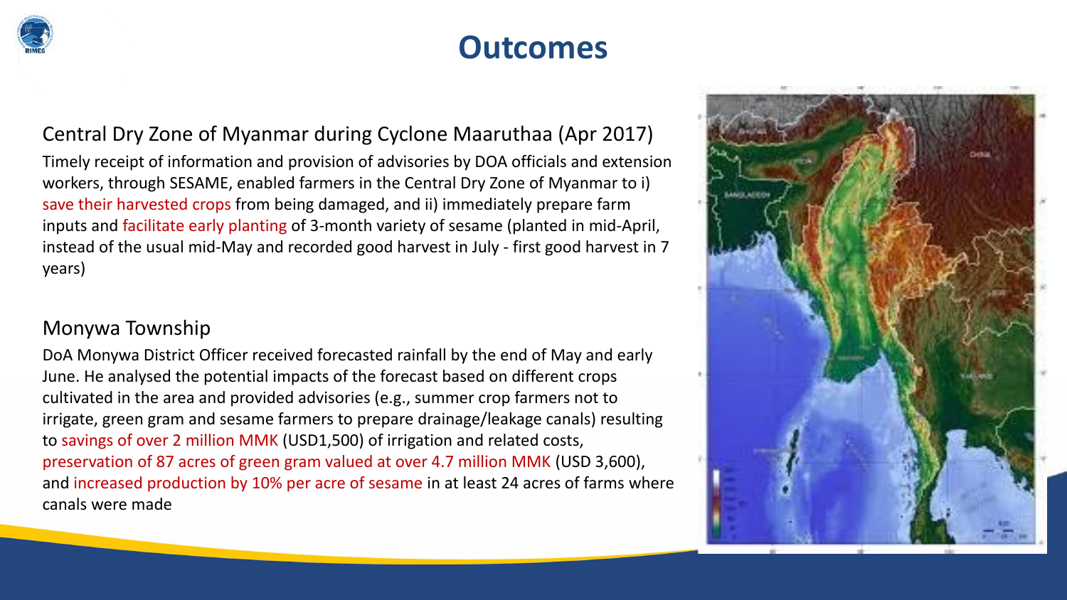# Outcomes

## Central Dry Zone of Myanmar during Cyclone Maaruthaa (Apr 2017)

Timely receipt of information and provision of advisories by DOA officials and extension workers, through SESAME, enabled farmers in the Central Dry Zone of Myanmar to i) save their harvested crops from being damaged, and ii) immediately prepare farm inputs and facilitate early planting of 3-month variety of sesame (planted in mid-April, instead of the usual mid-May and recorded good harvest in July - first good harvest in 7 years)

## Monywa Township

DoA Monywa District Officer received forecasted rainfall by the end of May and early June. He analysed the potential impacts of the forecast based on different crops cultivated in the area and provided advisories (e.g., summer crop farmers not to irrigate, green gram and sesame farmers to prepare drainage/leakage canals) resulting to savings of over 2 million MMK (USD1,500) of irrigation and related costs, preservation of 87 acres of green gram valued at over 4.7 million MMK (USD 3,600), and increased production by 10% per acre of sesame in at least 24 acres of farms where canals were made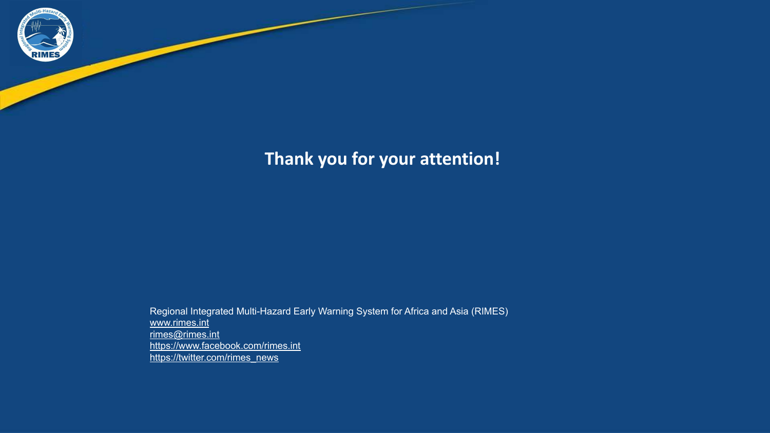**Thank you for your attention!**

Regional Integrated Multi-Hazard Early Warning System for Africa and Asia (RIMES)
www.rimes.int
rimes@rimes.int
https://www.facebook.com/rimes.int
https://twitter.com/rimes_news